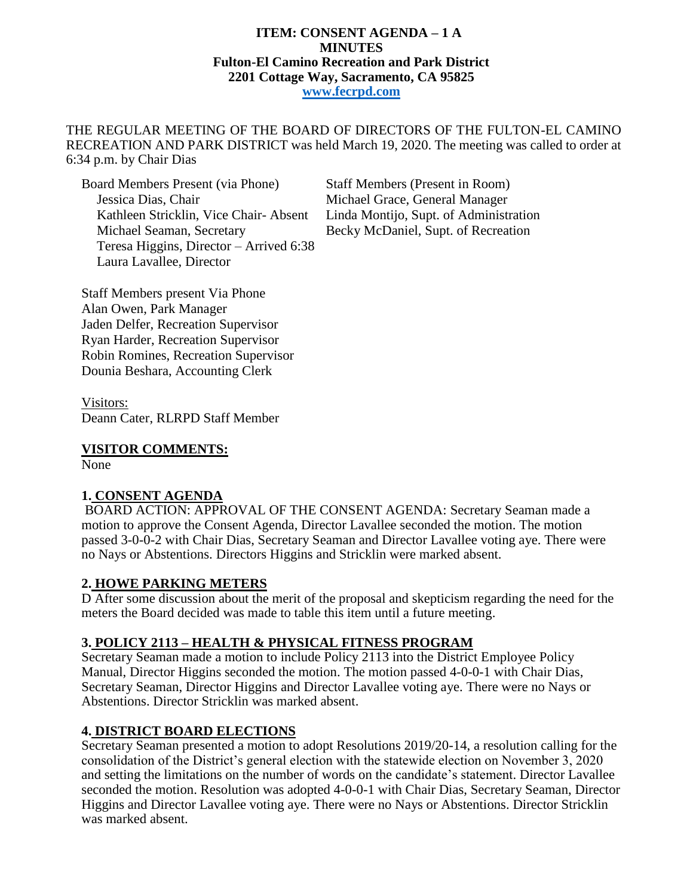**ITEM: CONSENT AGENDA – 1 A**
**MINUTES**
**Fulton-El Camino Recreation and Park District**
**2201 Cottage Way, Sacramento, CA 95825**
**www.fecrpd.com**

THE REGULAR MEETING OF THE BOARD OF DIRECTORS OF THE FULTON-EL CAMINO RECREATION AND PARK DISTRICT was held March 19, 2020. The meeting was called to order at 6:34 p.m. by Chair Dias

Board Members Present (via Phone)
Jessica Dias, Chair
Kathleen Stricklin, Vice Chair- Absent
Michael Seaman, Secretary
Teresa Higgins, Director – Arrived 6:38
Laura Lavallee, Director

Staff Members (Present in Room)
Michael Grace, General Manager
Linda Montijo, Supt. of Administration
Becky McDaniel, Supt. of Recreation

Staff Members present Via Phone
Alan Owen, Park Manager
Jaden Delfer, Recreation Supervisor
Ryan Harder, Recreation Supervisor
Robin Romines, Recreation Supervisor
Dounia Beshara, Accounting Clerk

Visitors:
Deann Cater, RLRPD Staff Member

## VISITOR COMMENTS:

None

## 1. CONSENT AGENDA

BOARD ACTION: APPROVAL OF THE CONSENT AGENDA: Secretary Seaman made a motion to approve the Consent Agenda, Director Lavallee seconded the motion. The motion passed 3-0-0-2 with Chair Dias, Secretary Seaman and Director Lavallee voting aye. There were no Nays or Abstentions. Directors Higgins and Stricklin were marked absent.

## 2. HOWE PARKING METERS

D After some discussion about the merit of the proposal and skepticism regarding the need for the meters the Board decided was made to table this item until a future meeting.

## 3. POLICY 2113 – HEALTH & PHYSICAL FITNESS PROGRAM

Secretary Seaman made a motion to include Policy 2113 into the District Employee Policy Manual, Director Higgins seconded the motion. The motion passed 4-0-0-1 with Chair Dias, Secretary Seaman, Director Higgins and Director Lavallee voting aye. There were no Nays or Abstentions. Director Stricklin was marked absent.

## 4. DISTRICT BOARD ELECTIONS

Secretary Seaman presented a motion to adopt Resolutions 2019/20-14, a resolution calling for the consolidation of the District's general election with the statewide election on November 3, 2020 and setting the limitations on the number of words on the candidate's statement. Director Lavallee seconded the motion. Resolution was adopted 4-0-0-1 with Chair Dias, Secretary Seaman, Director Higgins and Director Lavallee voting aye. There were no Nays or Abstentions. Director Stricklin was marked absent.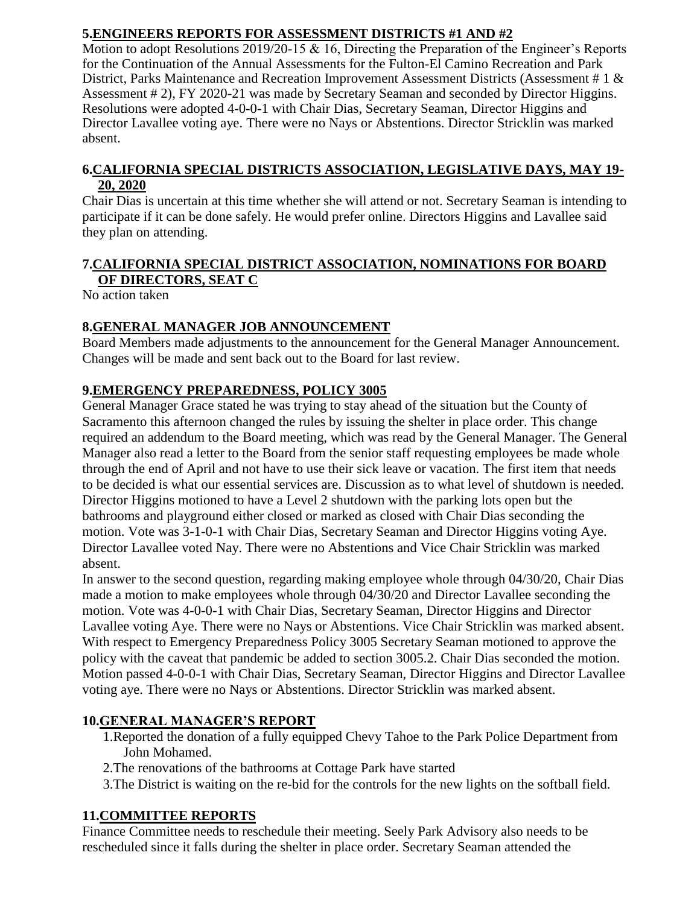## 5. ENGINEERS REPORTS FOR ASSESSMENT DISTRICTS #1 AND #2

Motion to adopt Resolutions 2019/20-15 & 16, Directing the Preparation of the Engineer's Reports for the Continuation of the Annual Assessments for the Fulton-El Camino Recreation and Park District, Parks Maintenance and Recreation Improvement Assessment Districts (Assessment # 1 & Assessment # 2), FY 2020-21 was made by Secretary Seaman and seconded by Director Higgins. Resolutions were adopted 4-0-0-1 with Chair Dias, Secretary Seaman, Director Higgins and Director Lavallee voting aye. There were no Nays or Abstentions. Director Stricklin was marked absent.

## 6. CALIFORNIA SPECIAL DISTRICTS ASSOCIATION, LEGISLATIVE DAYS, MAY 19-20, 2020

Chair Dias is uncertain at this time whether she will attend or not. Secretary Seaman is intending to participate if it can be done safely. He would prefer online. Directors Higgins and Lavallee said they plan on attending.

## 7. CALIFORNIA SPECIAL DISTRICT ASSOCIATION, NOMINATIONS FOR BOARD OF DIRECTORS, SEAT C

No action taken

## 8. GENERAL MANAGER JOB ANNOUNCEMENT

Board Members made adjustments to the announcement for the General Manager Announcement. Changes will be made and sent back out to the Board for last review.

## 9. EMERGENCY PREPAREDNESS, POLICY 3005

General Manager Grace stated he was trying to stay ahead of the situation but the County of Sacramento this afternoon changed the rules by issuing the shelter in place order. This change required an addendum to the Board meeting, which was read by the General Manager. The General Manager also read a letter to the Board from the senior staff requesting employees be made whole through the end of April and not have to use their sick leave or vacation. The first item that needs to be decided is what our essential services are. Discussion as to what level of shutdown is needed. Director Higgins motioned to have a Level 2 shutdown with the parking lots open but the bathrooms and playground either closed or marked as closed with Chair Dias seconding the motion. Vote was 3-1-0-1 with Chair Dias, Secretary Seaman and Director Higgins voting Aye. Director Lavallee voted Nay. There were no Abstentions and Vice Chair Stricklin was marked absent.

In answer to the second question, regarding making employee whole through 04/30/20, Chair Dias made a motion to make employees whole through 04/30/20 and Director Lavallee seconding the motion. Vote was 4-0-0-1 with Chair Dias, Secretary Seaman, Director Higgins and Director Lavallee voting Aye. There were no Nays or Abstentions. Vice Chair Stricklin was marked absent.

With respect to Emergency Preparedness Policy 3005 Secretary Seaman motioned to approve the policy with the caveat that pandemic be added to section 3005.2. Chair Dias seconded the motion. Motion passed 4-0-0-1 with Chair Dias, Secretary Seaman, Director Higgins and Director Lavallee voting aye. There were no Nays or Abstentions. Director Stricklin was marked absent.

## 10. GENERAL MANAGER'S REPORT

1. Reported the donation of a fully equipped Chevy Tahoe to the Park Police Department from John Mohamed.
2. The renovations of the bathrooms at Cottage Park have started
3. The District is waiting on the re-bid for the controls for the new lights on the softball field.

## 11. COMMITTEE REPORTS

Finance Committee needs to reschedule their meeting. Seely Park Advisory also needs to be rescheduled since it falls during the shelter in place order. Secretary Seaman attended the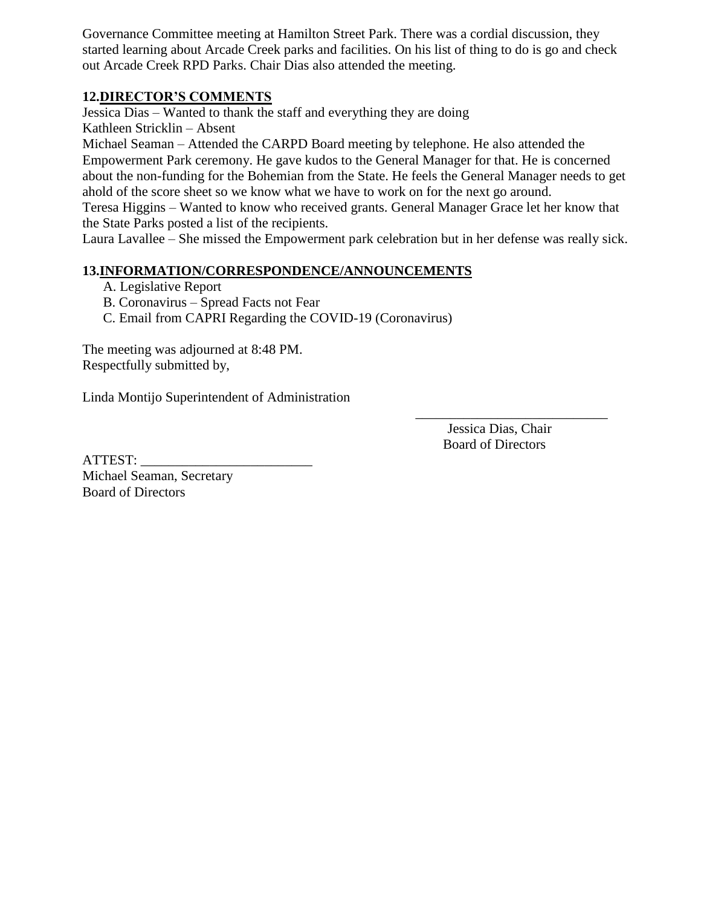Governance Committee meeting at Hamilton Street Park. There was a cordial discussion, they started learning about Arcade Creek parks and facilities. On his list of thing to do is go and check out Arcade Creek RPD Parks. Chair Dias also attended the meeting.

**12.DIRECTOR'S COMMENTS**

Jessica Dias – Wanted to thank the staff and everything they are doing
Kathleen Stricklin – Absent
Michael Seaman – Attended the CARPD Board meeting by telephone. He also attended the Empowerment Park ceremony. He gave kudos to the General Manager for that. He is concerned about the non-funding for the Bohemian from the State. He feels the General Manager needs to get ahold of the score sheet so we know what we have to work on for the next go around.
Teresa Higgins – Wanted to know who received grants. General Manager Grace let her know that the State Parks posted a list of the recipients.
Laura Lavallee – She missed the Empowerment park celebration but in her defense was really sick.

**13.INFORMATION/CORRESPONDENCE/ANNOUNCEMENTS**

A. Legislative Report
B. Coronavirus – Spread Facts not Fear
C. Email from CAPRI Regarding the COVID-19 (Coronavirus)

The meeting was adjourned at 8:48 PM.
Respectfully submitted by,

Linda Montijo Superintendent of Administration

\_\_\_\_\_\_\_\_\_\_\_\_\_\_\_\_\_\_\_\_\_\_\_\_\_\_\_\_
Jessica Dias, Chair
Board of Directors

ATTEST: \_\_\_\_\_\_\_\_\_\_\_\_\_\_\_\_\_\_\_\_\_\_\_\_\_
Michael Seaman, Secretary
Board of Directors